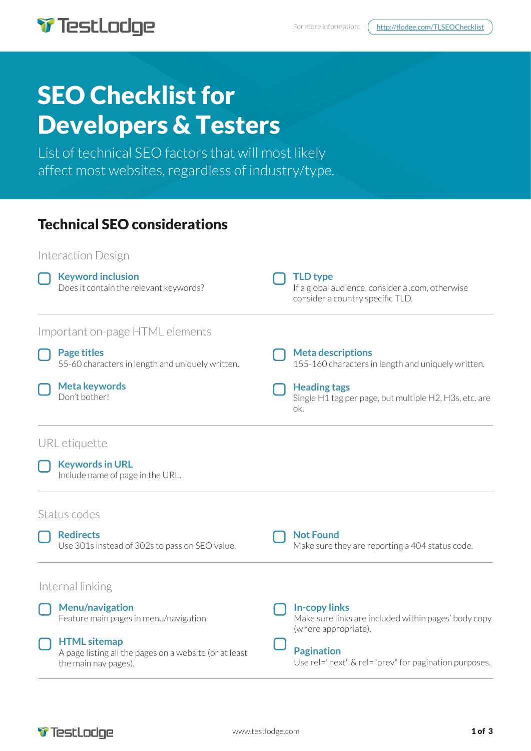For more information: http://tlodge.com/TLSEOChecklist

# SEO Checklist for Developers & Testers

List of technical SEO factors that will most likely affect most websites, regardless of industry/type.

## Technical SEO considerations

### Interaction Design

- [ ] **Keyword inclusion**
  Does it contain the relevant keywords?
- [ ] **TLD type**
  If a global audience, consider a .com, otherwise consider a country specific TLD.

### Important on-page HTML elements

- [ ] **Page titles**
  55-60 characters in length and uniquely written.
- [ ] **Meta keywords**
  Don't bother!
- [ ] **Meta descriptions**
  155-160 characters in length and uniquely written.
- [ ] **Heading tags**
  Single H1 tag per page, but multiple H2, H3s, etc. are ok.

### URL etiquette

- [ ] **Keywords in URL**
  Include name of page in the URL.

### Status codes

- [ ] **Redirects**
  Use 301s instead of 302s to pass on SEO value.
- [ ] **Not Found**
  Make sure they are reporting a 404 status code.

### Internal linking

- [ ] **Menu/navigation**
  Feature main pages in menu/navigation.
- [ ] **HTML sitemap**
  A page listing all the pages on a website (or at least the main nav pages).
- [ ] **In-copy links**
  Make sure links are included within pages' body copy (where appropriate).
- [ ] **Pagination**
  Use rel="next" & rel="prev" for pagination purposes.

www.testlodge.com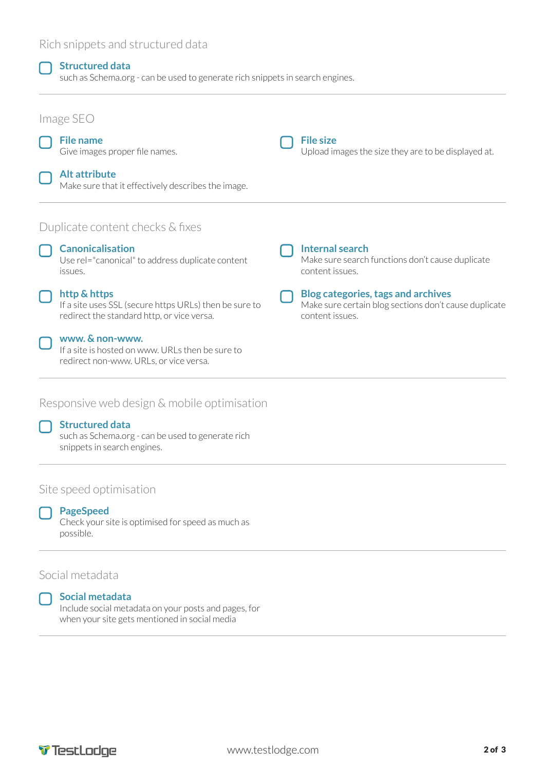## Rich snippets and structured data

- [ ] **Structured data**
  such as Schema.org - can be used to generate rich snippets in search engines.

---

## Image SEO

- [ ] **File name**
  Give images proper file names.
- [ ] **Alt attribute**
  Make sure that it effectively describes the image.
- [ ] **File size**
  Upload images the size they are to be displayed at.

---

## Duplicate content checks & fixes

- [ ] **Canonicalisation**
  Use rel="canonical" to address duplicate content issues.
- [ ] **http & https**
  If a site uses SSL (secure https URLs) then be sure to redirect the standard http, or vice versa.
- [ ] **www. & non-www.**
  If a site is hosted on www. URLs then be sure to redirect non-www. URLs, or vice versa.
- [ ] **Internal search**
  Make sure search functions don't cause duplicate content issues.
- [ ] **Blog categories, tags and archives**
  Make sure certain blog sections don't cause duplicate content issues.

---

## Responsive web design & mobile optimisation

- [ ] **Structured data**
  such as Schema.org - can be used to generate rich snippets in search engines.

---

## Site speed optimisation

- [ ] **PageSpeed**
  Check your site is optimised for speed as much as possible.

---

## Social metadata

- [ ] **Social metadata**
  Include social metadata on your posts and pages, for when your site gets mentioned in social media

---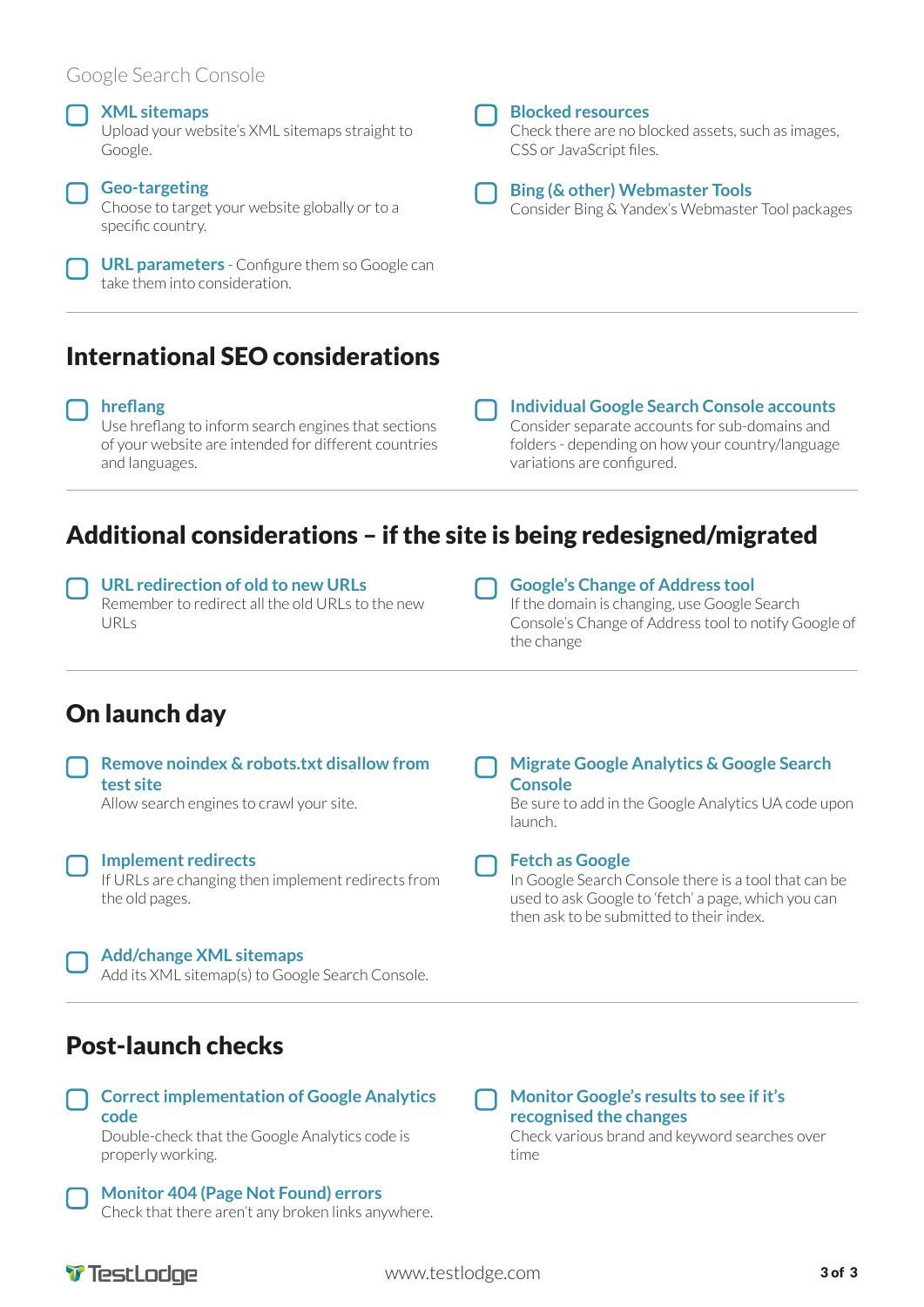Google Search Console

- [ ] **XML sitemaps**
  Upload your website's XML sitemaps straight to Google.
- [ ] **Geo-targeting**
  Choose to target your website globally or to a specific country.
- [ ] **URL parameters** - Configure them so Google can take them into consideration.
- [ ] **Blocked resources**
  Check there are no blocked assets, such as images, CSS or JavaScript files.
- [ ] **Bing (& other) Webmaster Tools**
  Consider Bing & Yandex's Webmaster Tool packages

## International SEO considerations

- [ ] **hreflang**
  Use hreflang to inform search engines that sections of your website are intended for different countries and languages.
- [ ] **Individual Google Search Console accounts**
  Consider separate accounts for sub-domains and folders - depending on how your country/language variations are configured.

## Additional considerations – if the site is being redesigned/migrated

- [ ] **URL redirection of old to new URLs**
  Remember to redirect all the old URLs to the new URLs
- [ ] **Google's Change of Address tool**
  If the domain is changing, use Google Search Console's Change of Address tool to notify Google of the change

## On launch day

- [ ] **Remove noindex & robots.txt disallow from test site**
  Allow search engines to crawl your site.
- [ ] **Implement redirects**
  If URLs are changing then implement redirects from the old pages.
- [ ] **Add/change XML sitemaps**
  Add its XML sitemap(s) to Google Search Console.
- [ ] **Migrate Google Analytics & Google Search Console**
  Be sure to add in the Google Analytics UA code upon launch.
- [ ] **Fetch as Google**
  In Google Search Console there is a tool that can be used to ask Google to 'fetch' a page, which you can then ask to be submitted to their index.

## Post-launch checks

- [ ] **Correct implementation of Google Analytics code**
  Double-check that the Google Analytics code is properly working.
- [ ] **Monitor 404 (Page Not Found) errors**
  Check that there aren't any broken links anywhere.
- [ ] **Monitor Google's results to see if it's recognised the changes**
  Check various brand and keyword searches over time

TestLodge www.testlodge.com